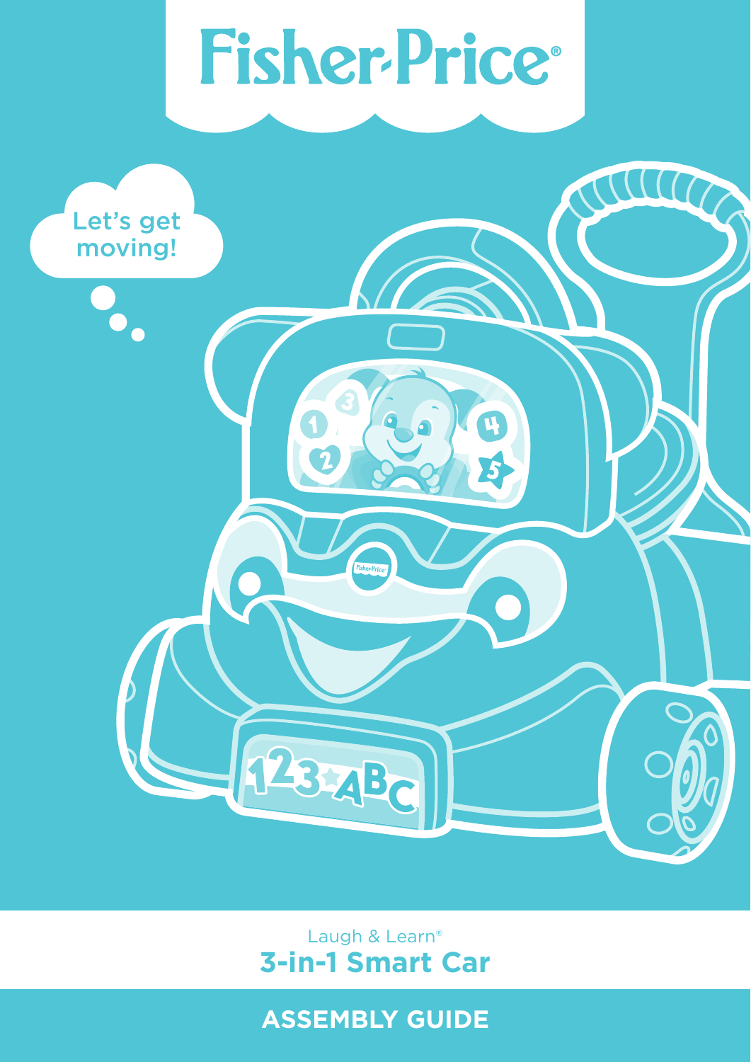# Fisher-Price®

Let's get moving!

Laugh & Learn®

## 3-in-1 Smart Car

## ASSEMBLY GUIDE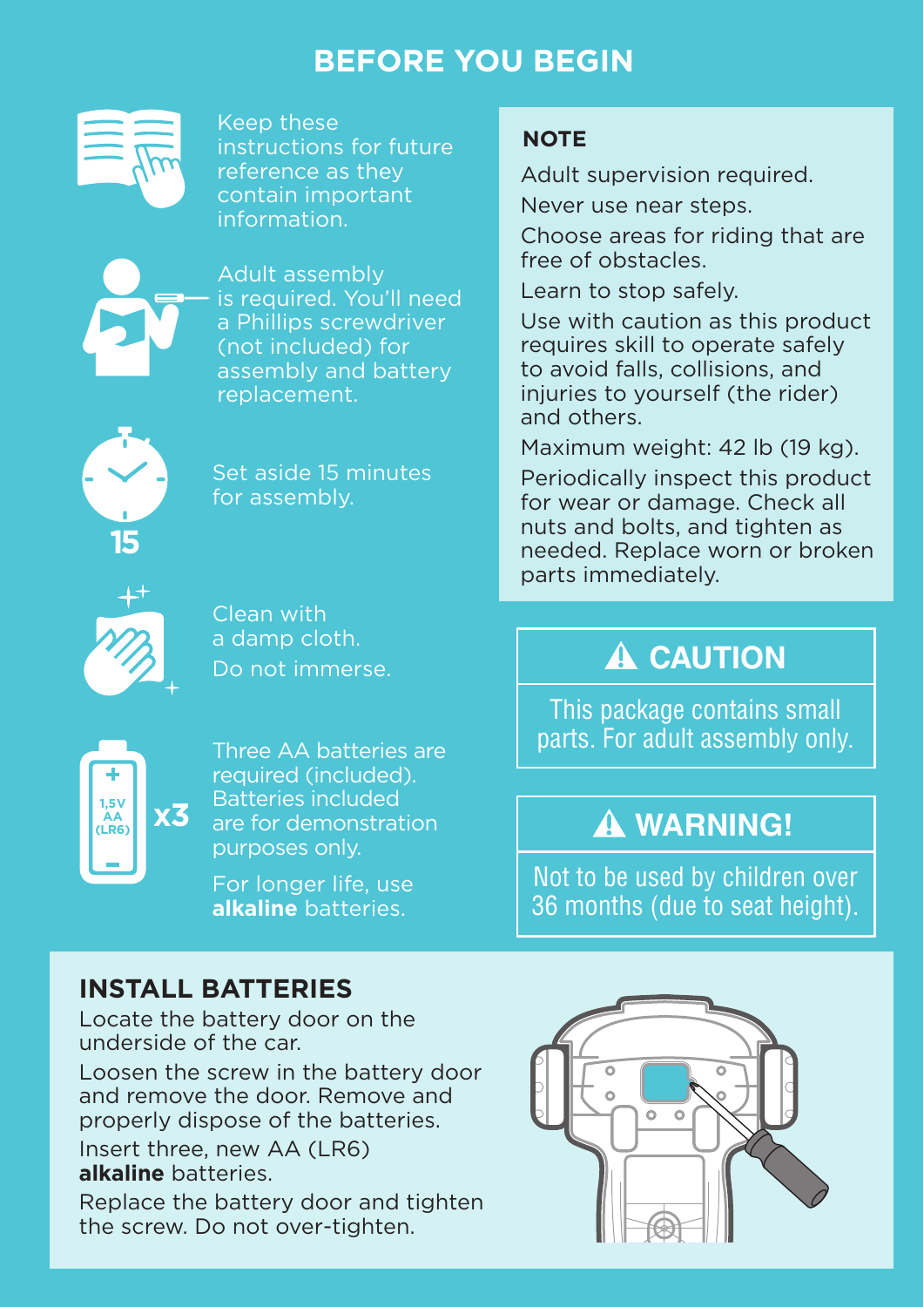# BEFORE YOU BEGIN

Keep these instructions for future reference as they contain important information.

Adult assembly is required. You'll need a Phillips screwdriver (not included) for assembly and battery replacement.

Set aside 15 minutes for assembly.

Clean with a damp cloth.

Do not immerse.

Three AA batteries are required (included). Batteries included are for demonstration purposes only.

For longer life, use **alkaline** batteries.

## NOTE

Adult supervision required.

Never use near steps.

Choose areas for riding that are free of obstacles.

Learn to stop safely.

Use with caution as this product requires skill to operate safely to avoid falls, collisions, and injuries to yourself (the rider) and others.

Maximum weight: 42 lb (19 kg).

Periodically inspect this product for wear or damage. Check all nuts and bolts, and tighten as needed. Replace worn or broken parts immediately.

## ⚠ CAUTION

This package contains small parts. For adult assembly only.

## ⚠ WARNING!

Not to be used by children over 36 months (due to seat height).

## INSTALL BATTERIES

Locate the battery door on the underside of the car.

Loosen the screw in the battery door and remove the door. Remove and properly dispose of the batteries.

Insert three, new AA (LR6) **alkaline** batteries.

Replace the battery door and tighten the screw. Do not over-tighten.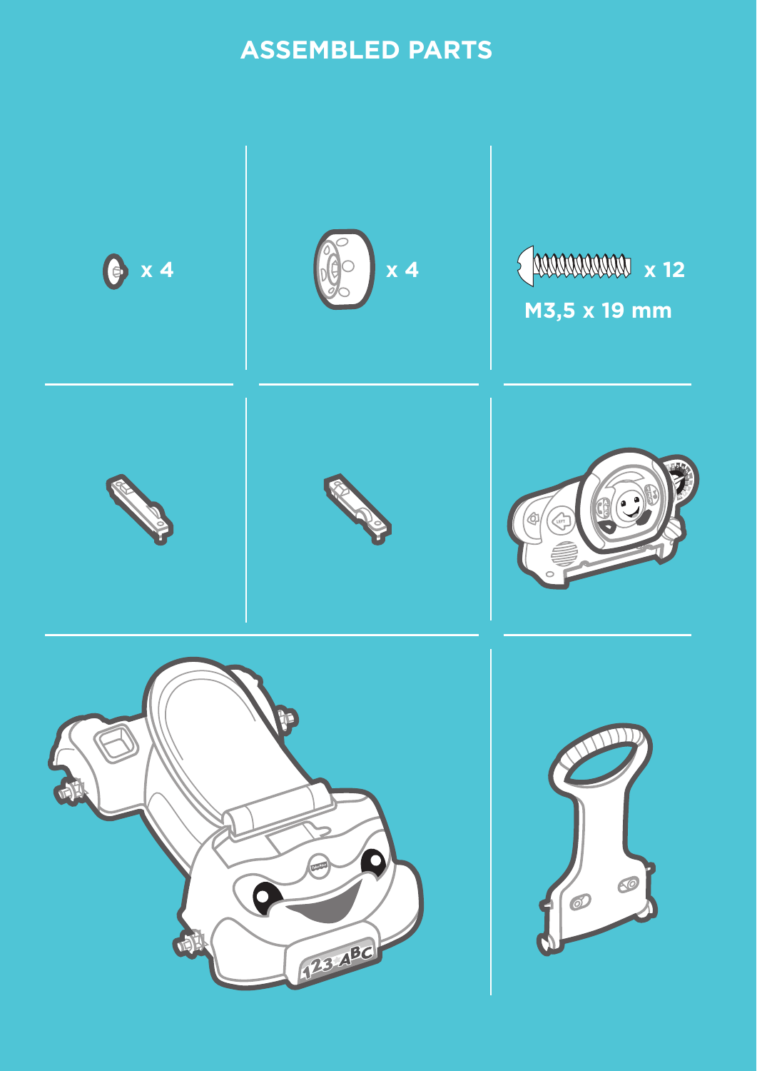# ASSEMBLED PARTS

x 4

x 4

x 12

M3,5 x 19 mm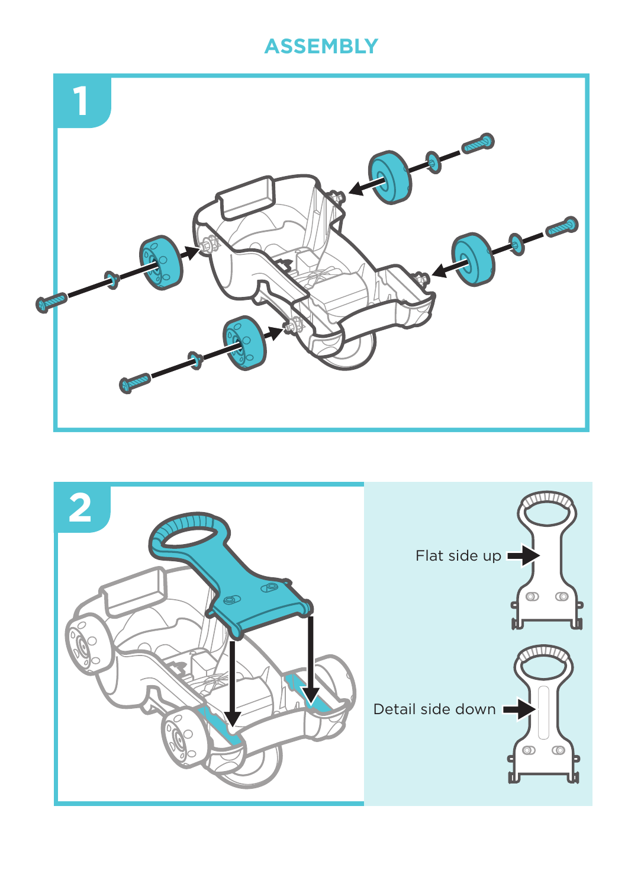# ASSEMBLY

1

2

Flat side up

Detail side down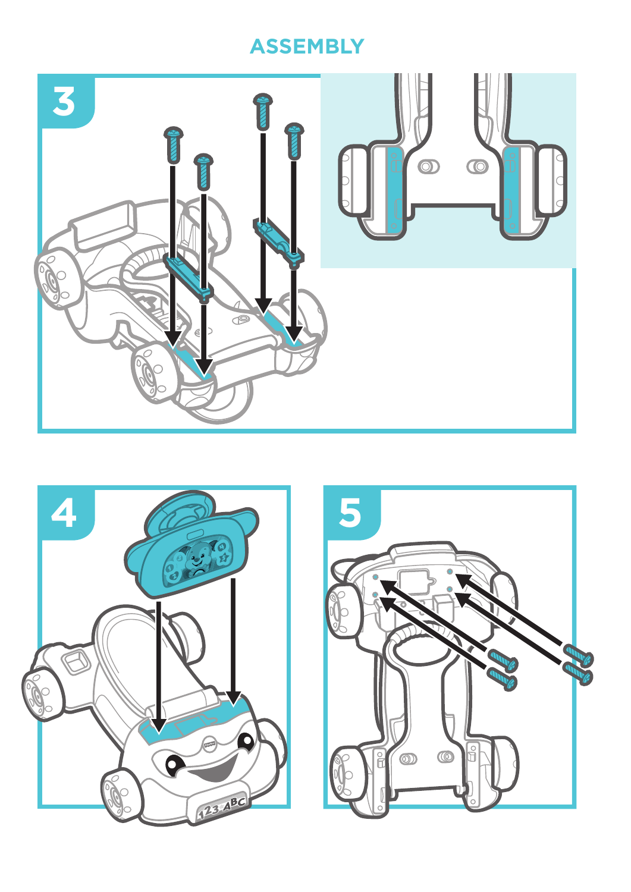# ASSEMBLY

3

4

5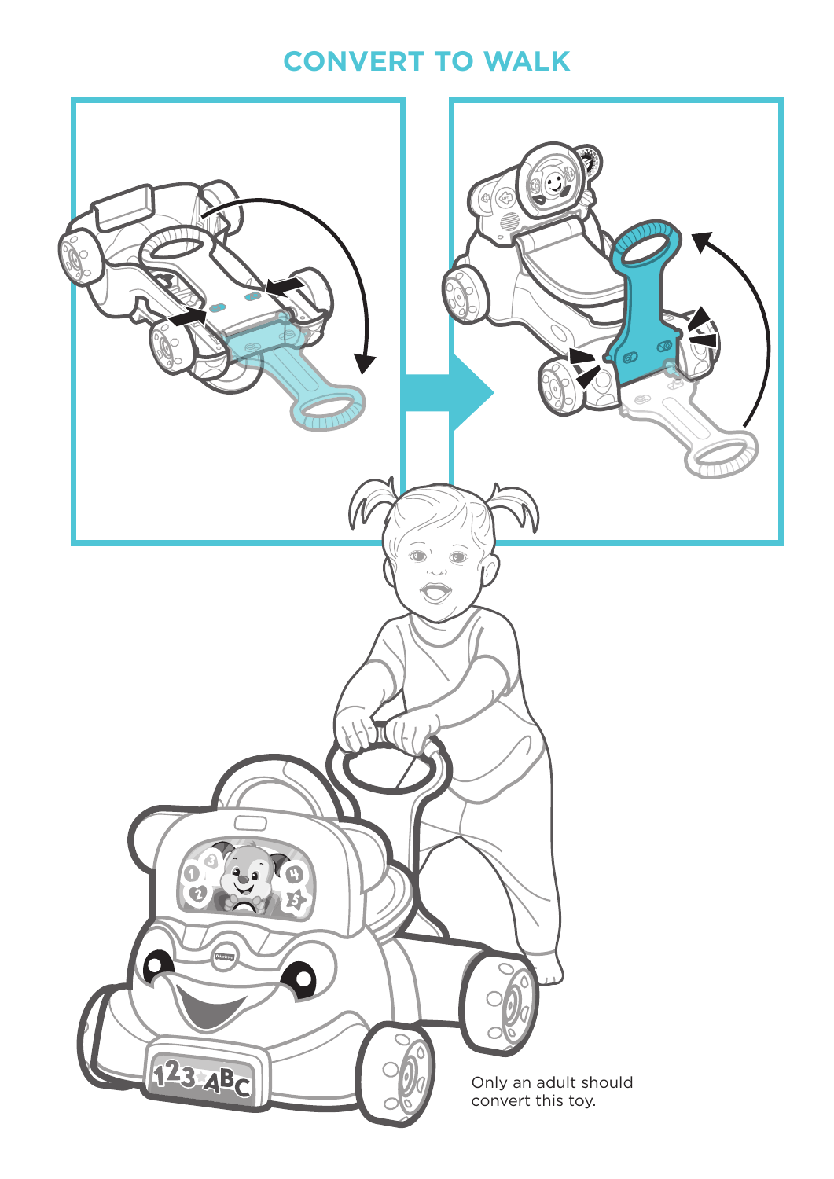# CONVERT TO WALK

Only an adult should convert this toy.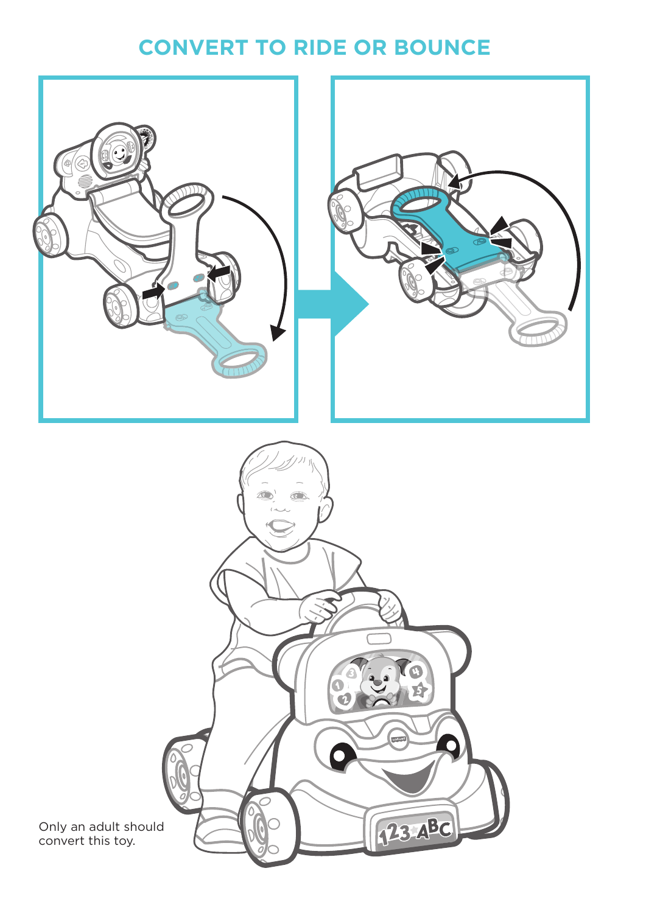# CONVERT TO RIDE OR BOUNCE

Only an adult should convert this toy.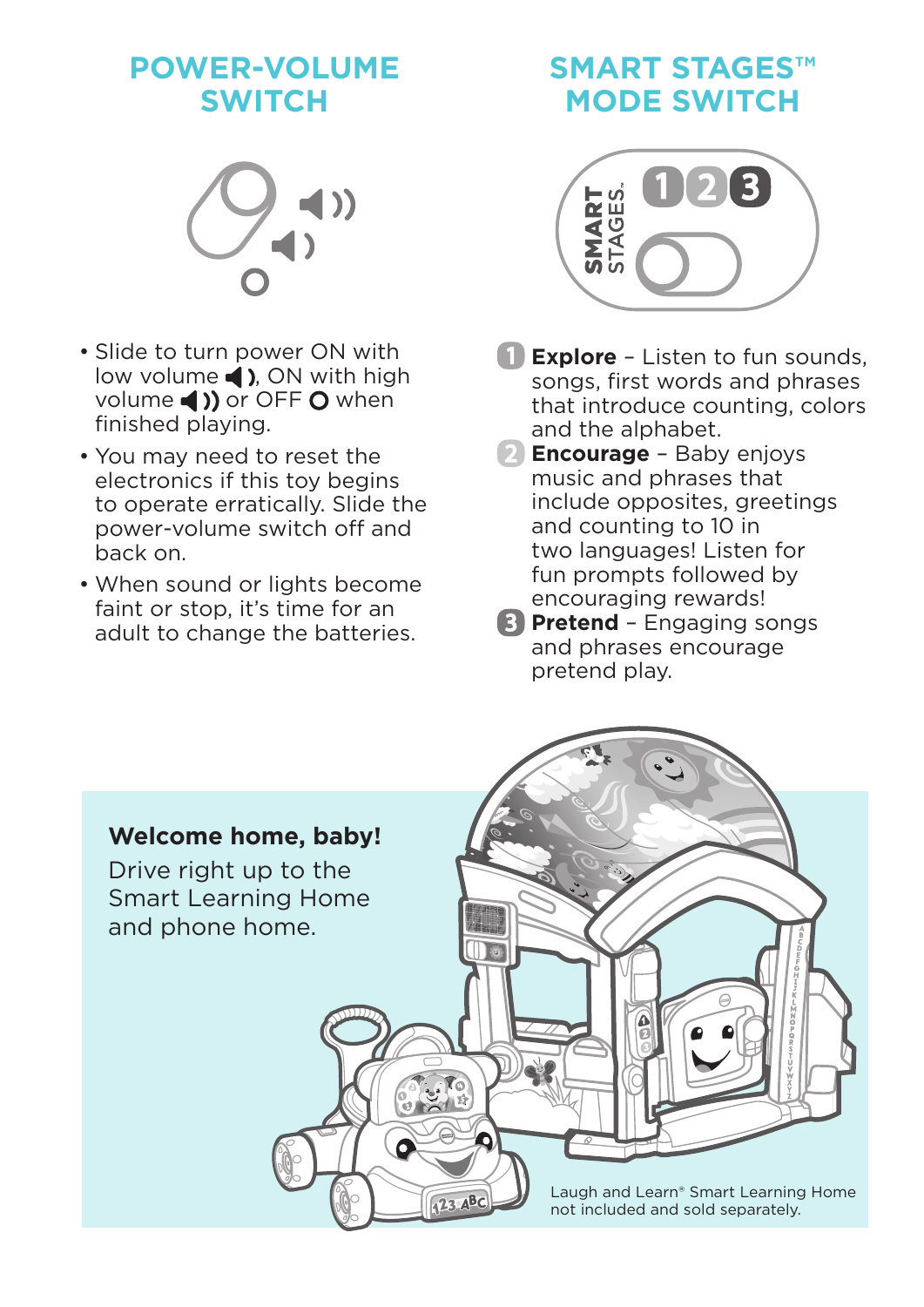## POWER-VOLUME SWITCH

- Slide to turn power ON with low volume 🔈, ON with high volume 🔊 or OFF O when finished playing.
- You may need to reset the electronics if this toy begins to operate erratically. Slide the power-volume switch off and back on.
- When sound or lights become faint or stop, it's time for an adult to change the batteries.

## SMART STAGES™ MODE SWITCH

1. **Explore** – Listen to fun sounds, songs, first words and phrases that introduce counting, colors and the alphabet.
2. **Encourage** – Baby enjoys music and phrases that include opposites, greetings and counting to 10 in two languages! Listen for fun prompts followed by encouraging rewards!
3. **Pretend** – Engaging songs and phrases encourage pretend play.

**Welcome home, baby!**

Drive right up to the Smart Learning Home and phone home.

Laugh and Learn® Smart Learning Home not included and sold separately.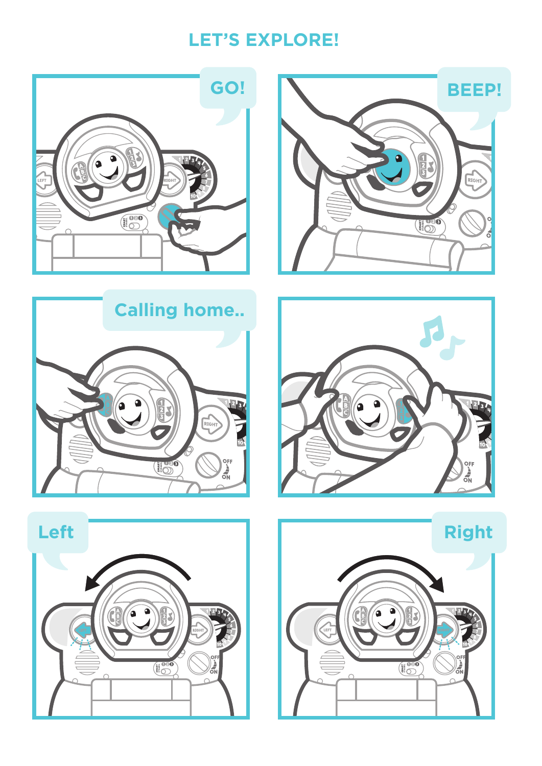# LET'S EXPLORE!

GO!

BEEP!

Calling home..

Left

Right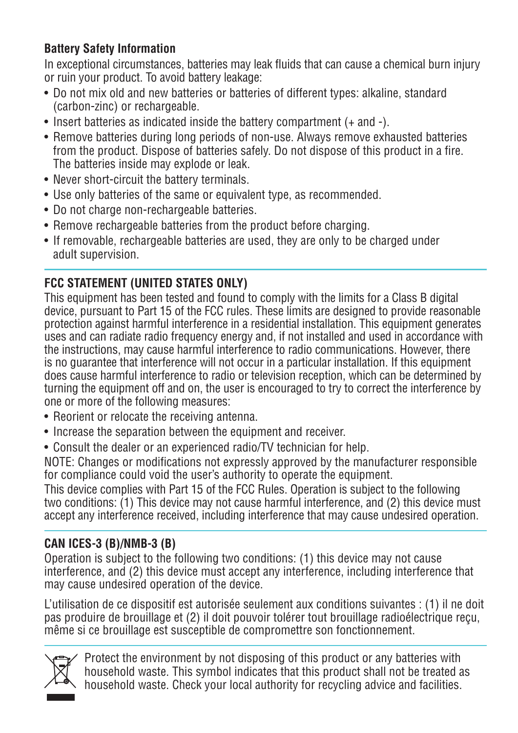## Battery Safety Information

In exceptional circumstances, batteries may leak fluids that can cause a chemical burn injury or ruin your product. To avoid battery leakage:

- Do not mix old and new batteries or batteries of different types: alkaline, standard (carbon-zinc) or rechargeable.
- Insert batteries as indicated inside the battery compartment (+ and -).
- Remove batteries during long periods of non-use. Always remove exhausted batteries from the product. Dispose of batteries safely. Do not dispose of this product in a fire. The batteries inside may explode or leak.
- Never short-circuit the battery terminals.
- Use only batteries of the same or equivalent type, as recommended.
- Do not charge non-rechargeable batteries.
- Remove rechargeable batteries from the product before charging.
- If removable, rechargeable batteries are used, they are only to be charged under adult supervision.

## FCC STATEMENT (UNITED STATES ONLY)

This equipment has been tested and found to comply with the limits for a Class B digital device, pursuant to Part 15 of the FCC rules. These limits are designed to provide reasonable protection against harmful interference in a residential installation. This equipment generates uses and can radiate radio frequency energy and, if not installed and used in accordance with the instructions, may cause harmful interference to radio communications. However, there is no guarantee that interference will not occur in a particular installation. If this equipment does cause harmful interference to radio or television reception, which can be determined by turning the equipment off and on, the user is encouraged to try to correct the interference by one or more of the following measures:

- Reorient or relocate the receiving antenna.
- Increase the separation between the equipment and receiver.
- Consult the dealer or an experienced radio/TV technician for help.

NOTE: Changes or modifications not expressly approved by the manufacturer responsible for compliance could void the user's authority to operate the equipment.

This device complies with Part 15 of the FCC Rules. Operation is subject to the following two conditions: (1) This device may not cause harmful interference, and (2) this device must accept any interference received, including interference that may cause undesired operation.

## CAN ICES-3 (B)/NMB-3 (B)

Operation is subject to the following two conditions: (1) this device may not cause interference, and (2) this device must accept any interference, including interference that may cause undesired operation of the device.

L'utilisation de ce dispositif est autorisée seulement aux conditions suivantes : (1) il ne doit pas produire de brouillage et (2) il doit pouvoir tolérer tout brouillage radioélectrique reçu, même si ce brouillage est susceptible de compromettre son fonctionnement.

Protect the environment by not disposing of this product or any batteries with household waste. This symbol indicates that this product shall not be treated as household waste. Check your local authority for recycling advice and facilities.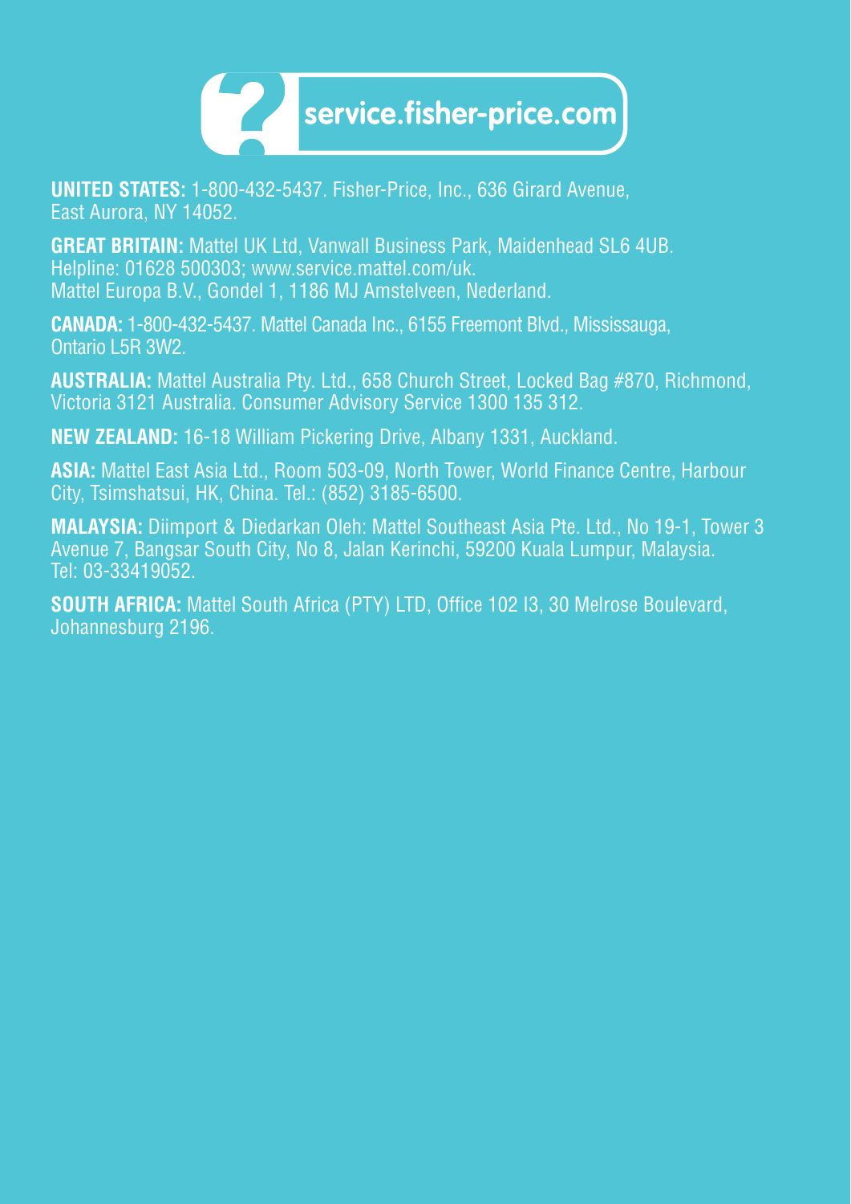service.fisher-price.com

**UNITED STATES:** 1-800-432-5437. Fisher-Price, Inc., 636 Girard Avenue, East Aurora, NY 14052.

**GREAT BRITAIN:** Mattel UK Ltd, Vanwall Business Park, Maidenhead SL6 4UB. Helpline: 01628 500303; www.service.mattel.com/uk. Mattel Europa B.V., Gondel 1, 1186 MJ Amstelveen, Nederland.

**CANADA:** 1-800-432-5437. Mattel Canada Inc., 6155 Freemont Blvd., Mississauga, Ontario L5R 3W2.

**AUSTRALIA:** Mattel Australia Pty. Ltd., 658 Church Street, Locked Bag #870, Richmond, Victoria 3121 Australia. Consumer Advisory Service 1300 135 312.

**NEW ZEALAND:** 16-18 William Pickering Drive, Albany 1331, Auckland.

**ASIA:** Mattel East Asia Ltd., Room 503-09, North Tower, World Finance Centre, Harbour City, Tsimshatsui, HK, China. Tel.: (852) 3185-6500.

**MALAYSIA:** Diimport & Diedarkan Oleh: Mattel Southeast Asia Pte. Ltd., No 19-1, Tower 3 Avenue 7, Bangsar South City, No 8, Jalan Kerinchi, 59200 Kuala Lumpur, Malaysia. Tel: 03-33419052.

**SOUTH AFRICA:** Mattel South Africa (PTY) LTD, Office 102 I3, 30 Melrose Boulevard, Johannesburg 2196.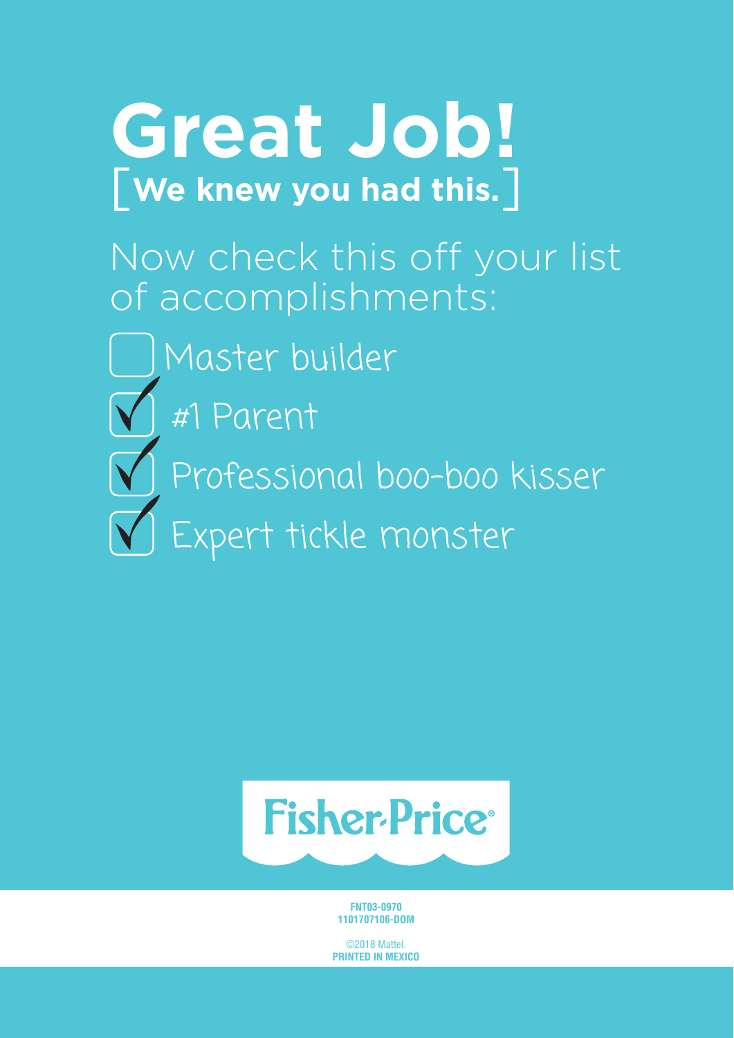# Great Job!

**[We knew you had this.]**

Now check this off your list of accomplishments:

- [ ] Master builder
- [x] #1 Parent
- [x] Professional boo-boo kisser
- [x] Expert tickle monster

Fisher-Price®

**FNT03-0970**
**1101707106-DOM**

©2018 Mattel.
**PRINTED IN MEXICO**